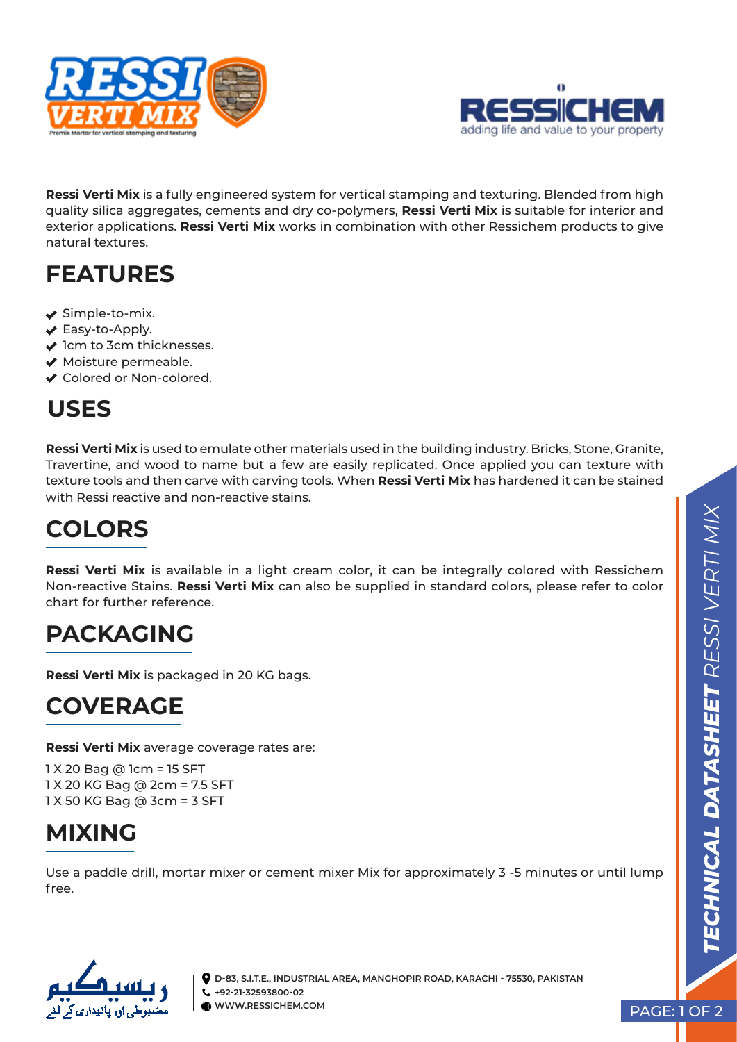**Ressi Verti Mix** is a fully engineered system for vertical stamping and texturing. Blended from high quality silica aggregates, cements and dry co-polymers, **Ressi Verti Mix** is suitable for interior and exterior applications. **Ressi Verti Mix** works in combination with other Ressichem products to give natural textures.

## FEATURES

- Simple-to-mix.
- Easy-to-Apply.
- 1cm to 3cm thicknesses.
- Moisture permeable.
- Colored or Non-colored.

## USES

**Ressi Verti Mix** is used to emulate other materials used in the building industry. Bricks, Stone, Granite, Travertine, and wood to name but a few are easily replicated. Once applied you can texture with texture tools and then carve with carving tools. When **Ressi Verti Mix** has hardened it can be stained with Ressi reactive and non-reactive stains.

## COLORS

**Ressi Verti Mix** is available in a light cream color, it can be integrally colored with Ressichem Non-reactive Stains. **Ressi Verti Mix** can also be supplied in standard colors, please refer to color chart for further reference.

## PACKAGING

**Ressi Verti Mix** is packaged in 20 KG bags.

## COVERAGE

**Ressi Verti Mix** average coverage rates are:

1 X 20 Bag @ 1cm = 15 SFT
1 X 20 KG Bag @ 2cm = 7.5 SFT
1 X 50 KG Bag @ 3cm = 3 SFT

## MIXING

Use a paddle drill, mortar mixer or cement mixer Mix for approximately 3 -5 minutes or until lump free.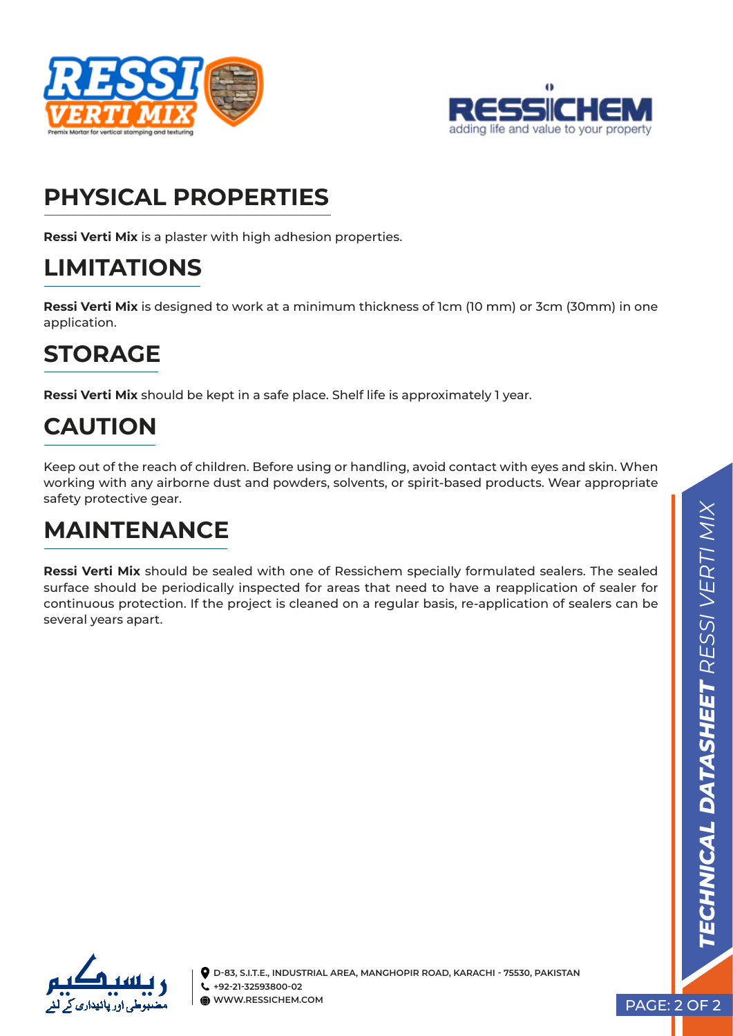## PHYSICAL PROPERTIES

**Ressi Verti Mix** is a plaster with high adhesion properties.

## LIMITATIONS

**Ressi Verti Mix** is designed to work at a minimum thickness of 1cm (10 mm) or 3cm (30mm) in one application.

## STORAGE

**Ressi Verti Mix** should be kept in a safe place. Shelf life is approximately 1 year.

## CAUTION

Keep out of the reach of children. Before using or handling, avoid contact with eyes and skin. When working with any airborne dust and powders, solvents, or spirit-based products. Wear appropriate safety protective gear.

## MAINTENANCE

**Ressi Verti Mix** should be sealed with one of Ressichem specially formulated sealers. The sealed surface should be periodically inspected for areas that need to have a reapplication of sealer for continuous protection. If the project is cleaned on a regular basis, re-application of sealers can be several years apart.